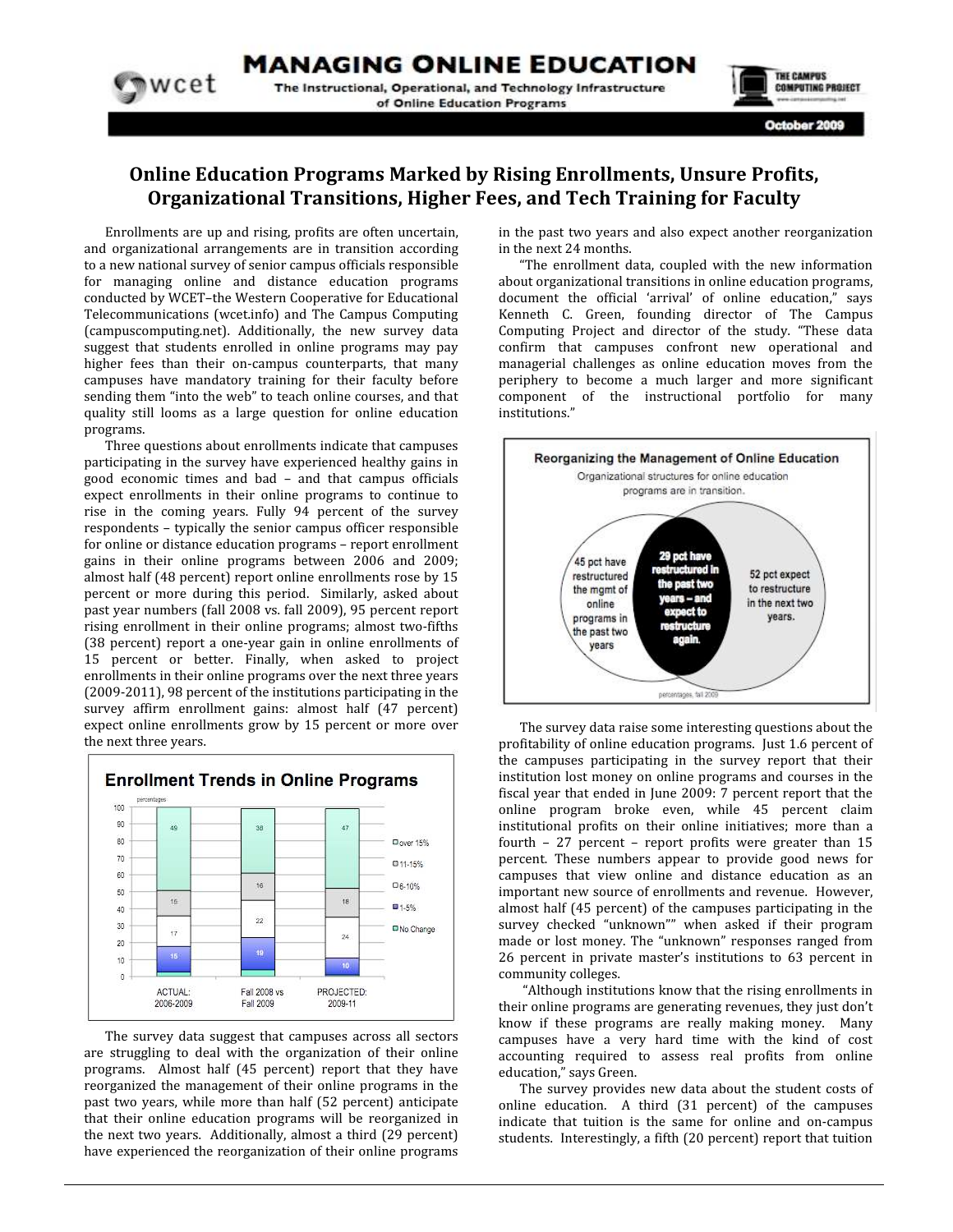# MANAGING ONLINE EDUCATION

The Instructional, Operational, and Technology Infrastructure of Online Education Programs

October 2009

## Online Education Programs Marked by Rising Enrollments, Unsure Profits, Organizational Transitions, Higher Fees, and Tech Training for Faculty

Enrollments are up and rising, profits are often uncertain, and organizational arrangements are in transition according to a new national survey of senior campus officials responsible for managing online and distance education programs conducted by WCET–the Western Cooperative for Educational Telecommunications (wcet.info) and The Campus Computing (campuscomputing.net). Additionally, the new survey data suggest that students enrolled in online programs may pay higher fees than their on-campus counterparts, that many campuses have mandatory training for their faculty before sending them "into the web" to teach online courses, and that quality still looms as a large question for online education programs.

Three questions about enrollments indicate that campuses participating in the survey have experienced healthy gains in good economic times and bad – and that campus officials expect enrollments in their online programs to continue to rise in the coming years. Fully 94 percent of the survey respondents – typically the senior campus officer responsible for online or distance education programs – report enrollment gains in their online programs between 2006 and 2009; almost half (48 percent) report online enrollments rose by 15 percent or more during this period. Similarly, asked about past year numbers (fall 2008 vs. fall 2009), 95 percent report rising enrollment in their online programs; almost two-fifths (38 percent) report a one-year gain in online enrollments of 15 percent or better. Finally, when asked to project enrollments in their online programs over the next three years (2009-2011), 98 percent of the institutions participating in the survey affirm enrollment gains: almost half (47 percent) expect online enrollments grow by 15 percent or more over the next three years.

**Enrollment Trends in Online Programs**

| percentages | ACTUAL: 2006-2009 | Fall 2008 vs Fall 2009 | PROJECTED: 2009-11 |
|---|---|---|---|
| over 15% | 49 | 38 | 47 |
| 11-15% | 15 | 16 | 18 |
| 6-10% | 17 | 22 | 24 |
| 1-5% | 15 | 19 | 10 |
| No Change | | | |

The survey data suggest that campuses across all sectors are struggling to deal with the organization of their online programs. Almost half (45 percent) report that they have reorganized the management of their online programs in the past two years, while more than half (52 percent) anticipate that their online education programs will be reorganized in the next two years. Additionally, almost a third (29 percent) have experienced the reorganization of their online programs in the past two years and also expect another reorganization in the next 24 months.

"The enrollment data, coupled with the new information about organizational transitions in online education programs, document the official 'arrival' of online education," says Kenneth C. Green, founding director of The Campus Computing Project and director of the study. "These data confirm that campuses confront new operational and managerial challenges as online education moves from the periphery to become a much larger and more significant component of the instructional portfolio for many institutions."

**Reorganizing the Management of Online Education**

Organizational structures for online education programs are in transition.

- 45 pct have restructured the mgmt of online programs in the past two years
- 29 pct have restructured in the past two years – and expect to restructure again.
- 52 pct expect to restructure in the next two years.

percentages, fall 2009

The survey data raise some interesting questions about the profitability of online education programs. Just 1.6 percent of the campuses participating in the survey report that their institution lost money on online programs and courses in the fiscal year that ended in June 2009: 7 percent report that the online program broke even, while 45 percent claim institutional profits on their online initiatives; more than a fourth – 27 percent – report profits were greater than 15 percent. These numbers appear to provide good news for campuses that view online and distance education as an important new source of enrollments and revenue. However, almost half (45 percent) of the campuses participating in the survey checked "unknown"" when asked if their program made or lost money. The "unknown" responses ranged from 26 percent in private master's institutions to 63 percent in community colleges.

"Although institutions know that the rising enrollments in their online programs are generating revenues, they just don't know if these programs are really making money. Many campuses have a very hard time with the kind of cost accounting required to assess real profits from online education," says Green.

The survey provides new data about the student costs of online education. A third (31 percent) of the campuses indicate that tuition is the same for online and on-campus students. Interestingly, a fifth (20 percent) report that tuition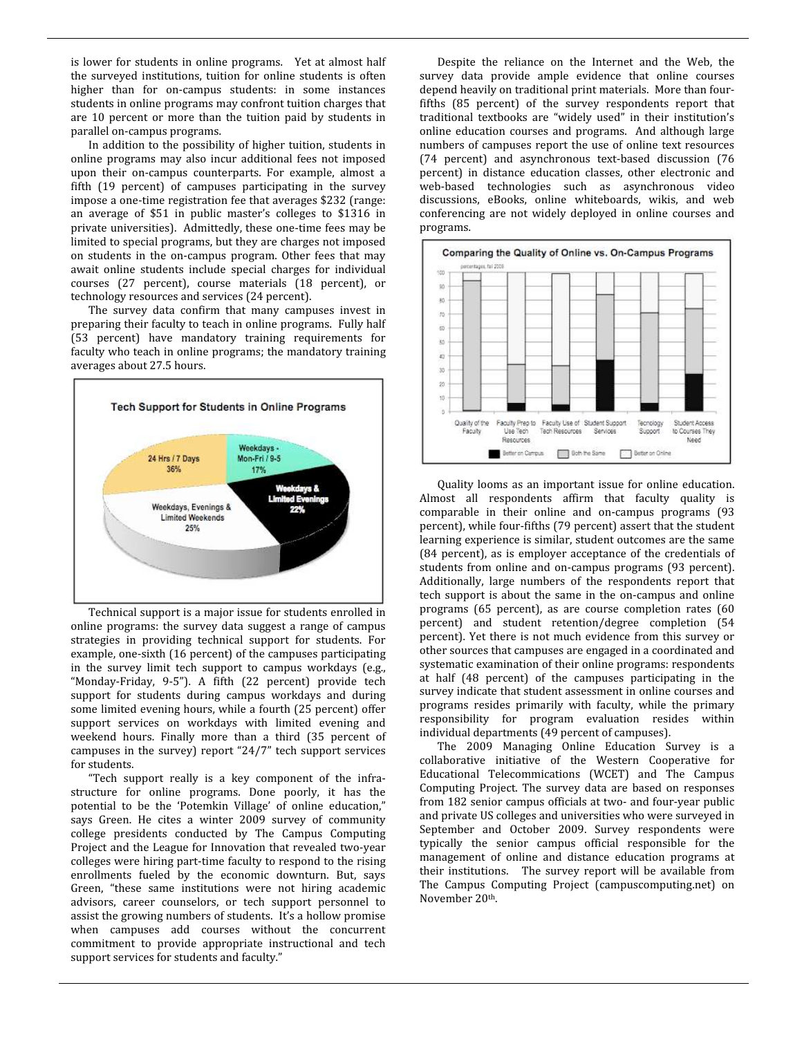is lower for students in online programs. Yet at almost half the surveyed institutions, tuition for online students is often higher than for on-campus students: in some instances students in online programs may confront tuition charges that are 10 percent or more than the tuition paid by students in parallel on-campus programs.

In addition to the possibility of higher tuition, students in online programs may also incur additional fees not imposed upon their on-campus counterparts. For example, almost a fifth (19 percent) of campuses participating in the survey impose a one-time registration fee that averages $232 (range: an average of $51 in public master's colleges to $1316 in private universities). Admittedly, these one-time fees may be limited to special programs, but they are charges not imposed on students in the on-campus program. Other fees that may await online students include special charges for individual courses (27 percent), course materials (18 percent), or technology resources and services (24 percent).

The survey data confirm that many campuses invest in preparing their faculty to teach in online programs. Fully half (53 percent) have mandatory training requirements for faculty who teach in online programs; the mandatory training averages about 27.5 hours.

**Tech Support for Students in Online Programs**

| Category | Percent |
|---|---|
| 24 Hrs / 7 Days | 36% |
| Weekdays - Mon-Fri / 9-5 | 17% |
| Weekdays & Limited Evenings | 22% |
| Weekdays, Evenings & Limited Weekends | 25% |

Technical support is a major issue for students enrolled in online programs: the survey data suggest a range of campus strategies in providing technical support for students. For example, one-sixth (16 percent) of the campuses participating in the survey limit tech support to campus workdays (e.g., "Monday-Friday, 9-5"). A fifth (22 percent) provide tech support for students during campus workdays and during some limited evening hours, while a fourth (25 percent) offer support services on workdays with limited evening and weekend hours. Finally more than a third (35 percent of campuses in the survey) report "24/7" tech support services for students.

"Tech support really is a key component of the infra-structure for online programs. Done poorly, it has the potential to be the 'Potemkin Village' of online education," says Green. He cites a winter 2009 survey of community college presidents conducted by The Campus Computing Project and the League for Innovation that revealed two-year colleges were hiring part-time faculty to respond to the rising enrollments fueled by the economic downturn. But, says Green, "these same institutions were not hiring academic advisors, career counselors, or tech support personnel to assist the growing numbers of students. It's a hollow promise when campuses add courses without the concurrent commitment to provide appropriate instructional and tech support services for students and faculty."

Despite the reliance on the Internet and the Web, the survey data provide ample evidence that online courses depend heavily on traditional print materials. More than four-fifths (85 percent) of the survey respondents report that traditional textbooks are "widely used" in their institution's online education courses and programs. And although large numbers of campuses report the use of online text resources (74 percent) and asynchronous text-based discussion (76 percent) in distance education classes, other electronic and web-based technologies such as asynchronous video discussions, eBooks, online whiteboards, wikis, and web conferencing are not widely deployed in online courses and programs.

**Comparing the Quality of Online vs. On-Campus Programs**

percentages, fall 2009

Categories: Quality of the Faculty; Faculty Prep to Use Tech Resources; Faculty Use of Tech Resources; Student Support Services; Tecnology Support; Student Access to Courses They Need

Legend: Better on Campus; Both the Same; Better on Online

Quality looms as an important issue for online education. Almost all respondents affirm that faculty quality is comparable in their online and on-campus programs (93 percent), while four-fifths (79 percent) assert that the student learning experience is similar, student outcomes are the same (84 percent), as is employer acceptance of the credentials of students from online and on-campus programs (93 percent). Additionally, large numbers of the respondents report that tech support is about the same in the on-campus and online programs (65 percent), as are course completion rates (60 percent) and student retention/degree completion (54 percent). Yet there is not much evidence from this survey or other sources that campuses are engaged in a coordinated and systematic examination of their online programs: respondents at half (48 percent) of the campuses participating in the survey indicate that student assessment in online courses and programs resides primarily with faculty, while the primary responsibility for program evaluation resides within individual departments (49 percent of campuses).

The 2009 Managing Online Education Survey is a collaborative initiative of the Western Cooperative for Educational Telecommications (WCET) and The Campus Computing Project. The survey data are based on responses from 182 senior campus officials at two- and four-year public and private US colleges and universities who were surveyed in September and October 2009. Survey respondents were typically the senior campus official responsible for the management of online and distance education programs at their institutions. The survey report will be available from The Campus Computing Project (campuscomputing.net) on November 20th.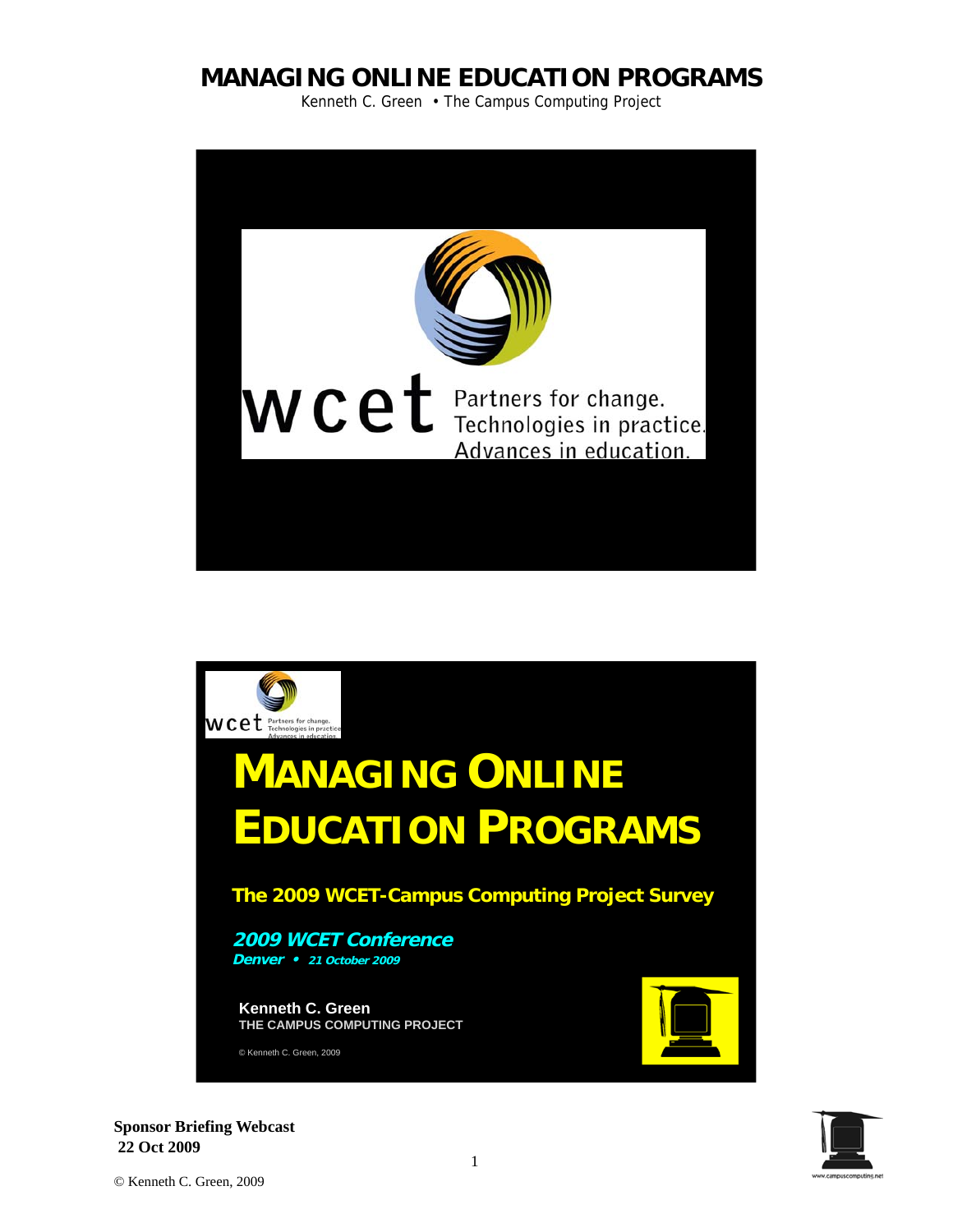# MANAGING ONLINE EDUCATION PROGRAMS

Kenneth C. Green • The Campus Computing Project

wcet Partners for change. Technologies in practice. Advances in education.

## MANAGING ONLINE EDUCATION PROGRAMS

**The 2009 WCET-Campus Computing Project Survey**

***2009 WCET Conference***
***Denver • 21 October 2009***

**Kenneth C. Green**
**THE CAMPUS COMPUTING PROJECT**

© Kenneth C. Green, 2009

**Sponsor Briefing Webcast**
**22 Oct 2009**

© Kenneth C. Green, 2009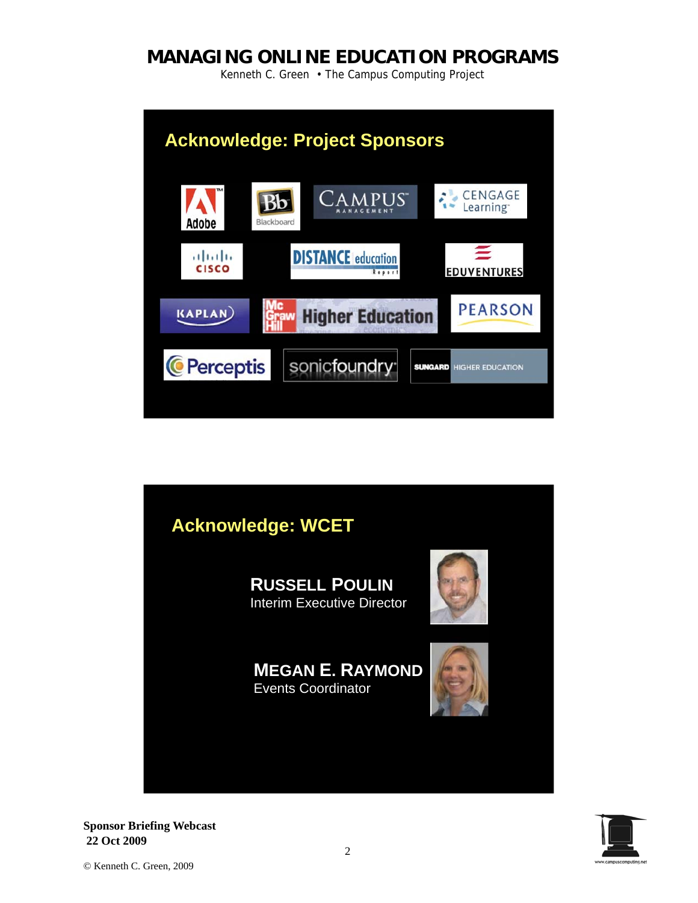## Acknowledge: Project Sponsors

Adobe

Blackboard

Campus Management

Cengage Learning

Cisco

Distance Education Report

Eduventures

Kaplan

McGraw Hill Higher Education

Pearson

Perceptis

sonicfoundry

SunGard Higher Education

## Acknowledge: WCET

**RUSSELL POULIN**
Interim Executive Director

**MEGAN E. RAYMOND**
Events Coordinator

**Sponsor Briefing Webcast**
**22 Oct 2009**

© Kenneth C. Green, 2009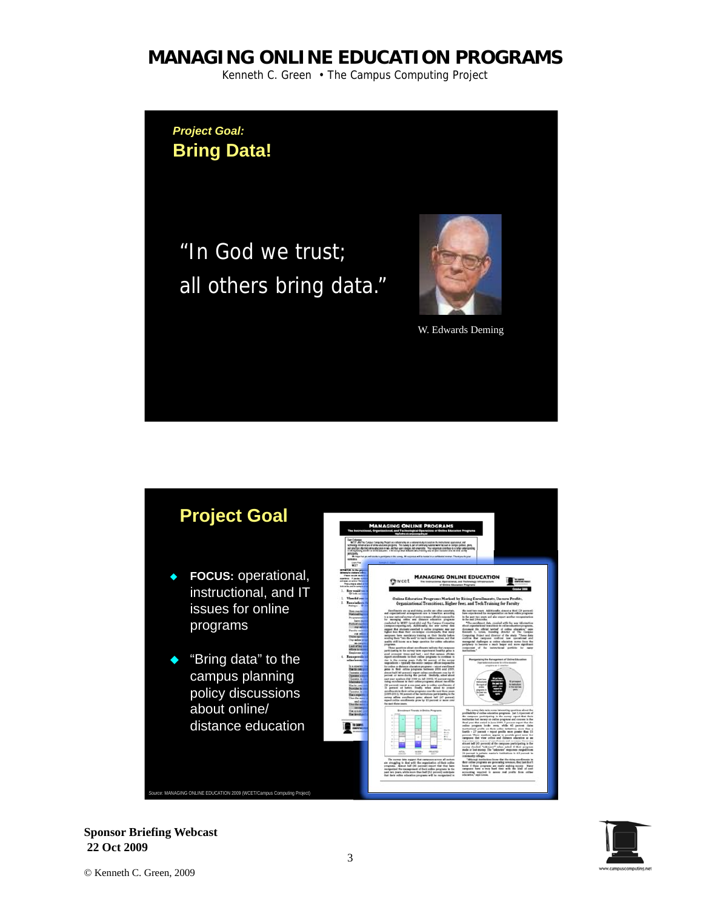## Project Goal:

## Bring Data!

"In God we trust;
all others bring data."

W. Edwards Deming

## Project Goal

- **FOCUS:** operational, instructional, and IT issues for online programs
- "Bring data" to the campus planning policy discussions about online/ distance education

Source: MANAGING ONLINE EDUCATION 2009 (WCET/Campus Computing Project)

**Sponsor Briefing Webcast**
**22 Oct 2009**

© Kenneth C. Green, 2009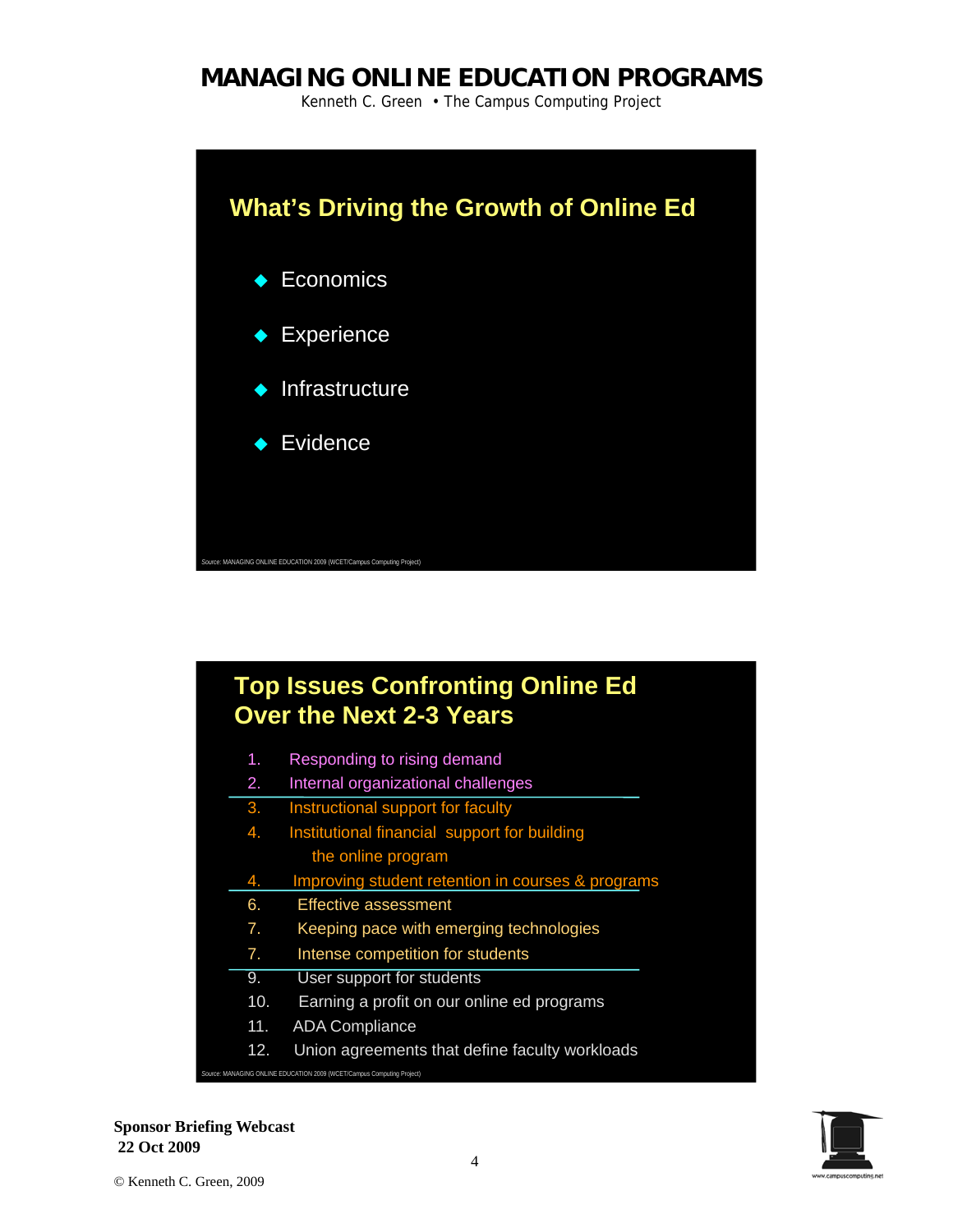## What's Driving the Growth of Online Ed

- Economics
- Experience
- Infrastructure
- Evidence

Source: MANAGING ONLINE EDUCATION 2009 (WCET/Campus Computing Project)

## Top Issues Confronting Online Ed Over the Next 2-3 Years

1. Responding to rising demand
2. Internal organizational challenges

---

3. Instructional support for faculty
4. Institutional financial support for building the online program
4. Improving student retention in courses & programs

---

6. Effective assessment
7. Keeping pace with emerging technologies
7. Intense competition for students

---

9. User support for students
10. Earning a profit on our online ed programs
11. ADA Compliance
12. Union agreements that define faculty workloads

Source: MANAGING ONLINE EDUCATION 2009 (WCET/Campus Computing Project)

**Sponsor Briefing Webcast**
**22 Oct 2009**

© Kenneth C. Green, 2009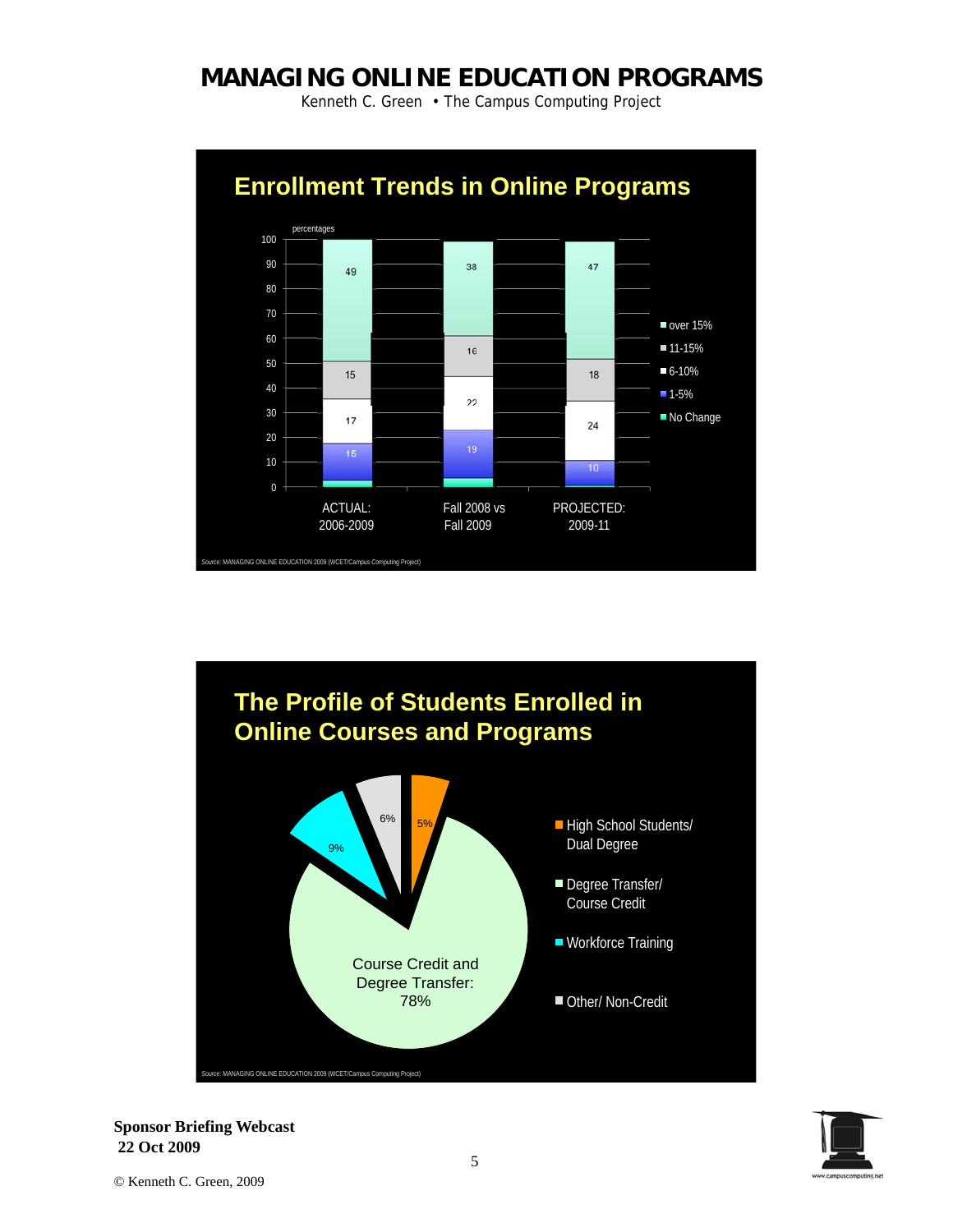# MANAGING ONLINE EDUCATION PROGRAMS

Kenneth C. Green • The Campus Computing Project

## Enrollment Trends in Online Programs

percentages

| | ACTUAL: 2006-2009 | Fall 2008 vs Fall 2009 | PROJECTED: 2009-11 |
|---|---|---|---|
| over 15% | 49 | 38 | 47 |
| 11-15% | 15 | 16 | 18 |
| 6-10% | 17 | 22 | 24 |
| 1-5% | 15 | 19 | 10 |
| No Change | | | |

Source: MANAGING ONLINE EDUCATION 2009 (WCET/Campus Computing Project)

## The Profile of Students Enrolled in Online Courses and Programs

- High School Students/ Dual Degree: 5%
- Degree Transfer/ Course Credit: Course Credit and Degree Transfer: 78%
- Workforce Training: 9%
- Other/ Non-Credit: 6%

Source: MANAGING ONLINE EDUCATION 2009 (WCET/Campus Computing Project)

**Sponsor Briefing Webcast**
**22 Oct 2009**

© Kenneth C. Green, 2009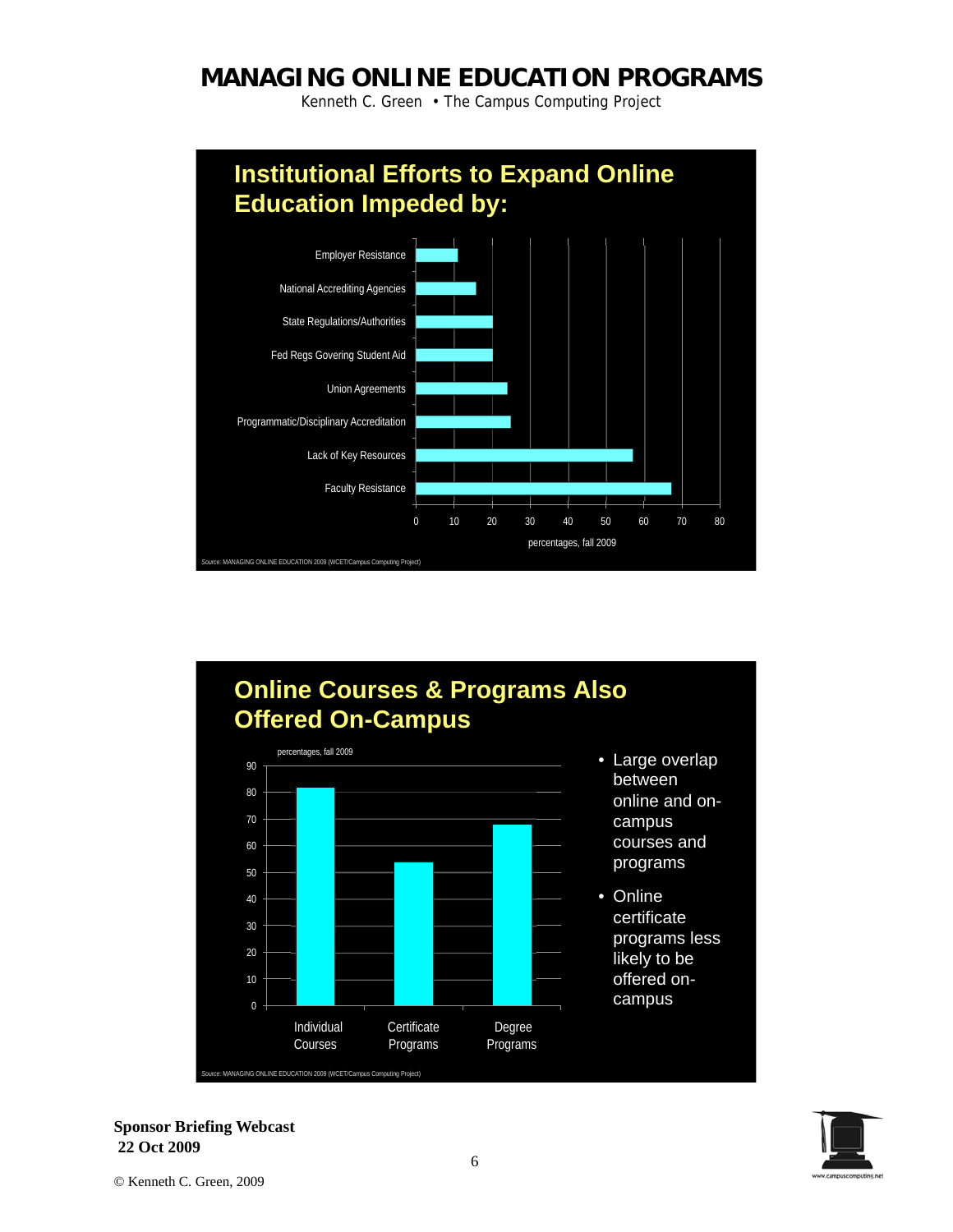# MANAGING ONLINE EDUCATION PROGRAMS

Kenneth C. Green • The Campus Computing Project

## Institutional Efforts to Expand Online Education Impeded by:

| Impediment | Percentage (fall 2009, approx.) |
|---|---|
| Employer Resistance | 11 |
| National Accrediting Agencies | 16 |
| State Regulations/Authorities | 20 |
| Fed Regs Governing Student Aid | 20 |
| Union Agreements | 24 |
| Programmatic/Disciplinary Accreditation | 25 |
| Lack of Key Resources | 57 |
| Faculty Resistance | 67 |

percentages, fall 2009

Source: MANAGING ONLINE EDUCATION 2009 (WCET/Campus Computing Project)

## Online Courses & Programs Also Offered On-Campus

percentages, fall 2009

| | Percentage (approx.) |
|---|---|
| Individual Courses | 82 |
| Certificate Programs | 54 |
| Degree Programs | 68 |

- Large overlap between online and on-campus courses and programs
- Online certificate programs less likely to be offered on-campus

Source: MANAGING ONLINE EDUCATION 2009 (WCET/Campus Computing Project)

**Sponsor Briefing Webcast**
**22 Oct 2009**

© Kenneth C. Green, 2009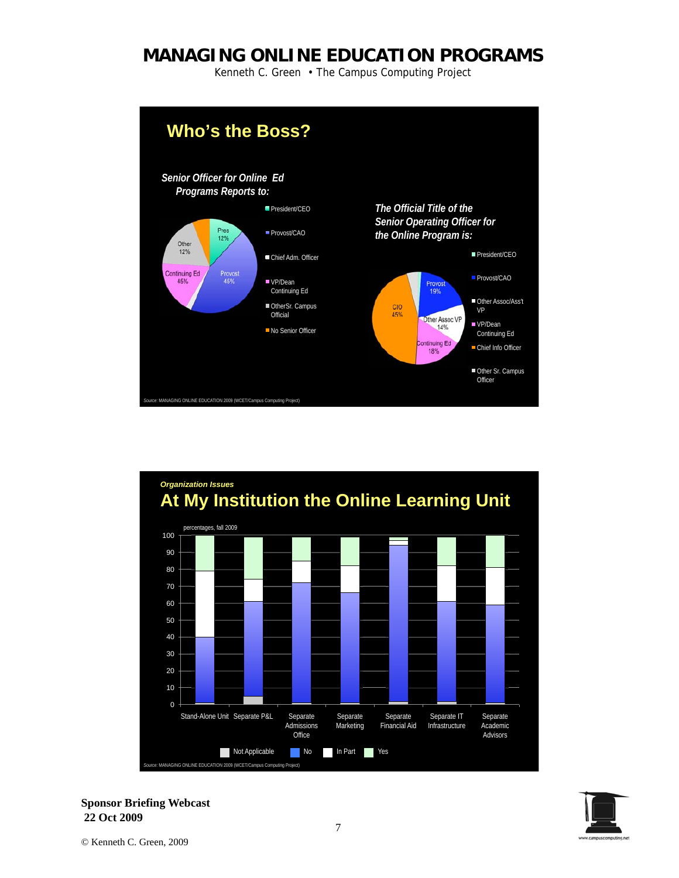# MANAGING ONLINE EDUCATION PROGRAMS

Kenneth C. Green • The Campus Computing Project

## Who's the Boss?

*Senior Officer for Online Ed Programs Reports to:*

- President/CEO
- Provost/CAO
- Chief Adm. Officer
- VP/Dean Continuing Ed
- OtherSr. Campus Official
- No Senior Officer

Pres 12%, Other 12%, Continuing Ed 45%, Provost 45%

*The Official Title of the Senior Operating Officer for the Online Program is:*

- President/CEO
- Provost/CAO
- Other Assoc/Ass't VP
- VP/Dean Continuing Ed
- Chief Info Officer
- Other Sr. Campus Officer

Provost 19%, CIO 45%, Other Assoc VP 14%, Continuing Ed 18%

Source: MANAGING ONLINE EDUCATION 2009 (WCET/Campus Computing Project)

*Organization Issues*

## At My Institution the Online Learning Unit

percentages, fall 2009

Categories: Stand-Alone Unit, Separate P&L, Separate Admissions Office, Separate Marketing, Separate Financial Aid, Separate IT Infrastructure, Separate Academic Advisors

Legend: Not Applicable, No, In Part, Yes

Source: MANAGING ONLINE EDUCATION 2009 (WCET/Campus Computing Project)

**Sponsor Briefing Webcast**
**22 Oct 2009**

© Kenneth C. Green, 2009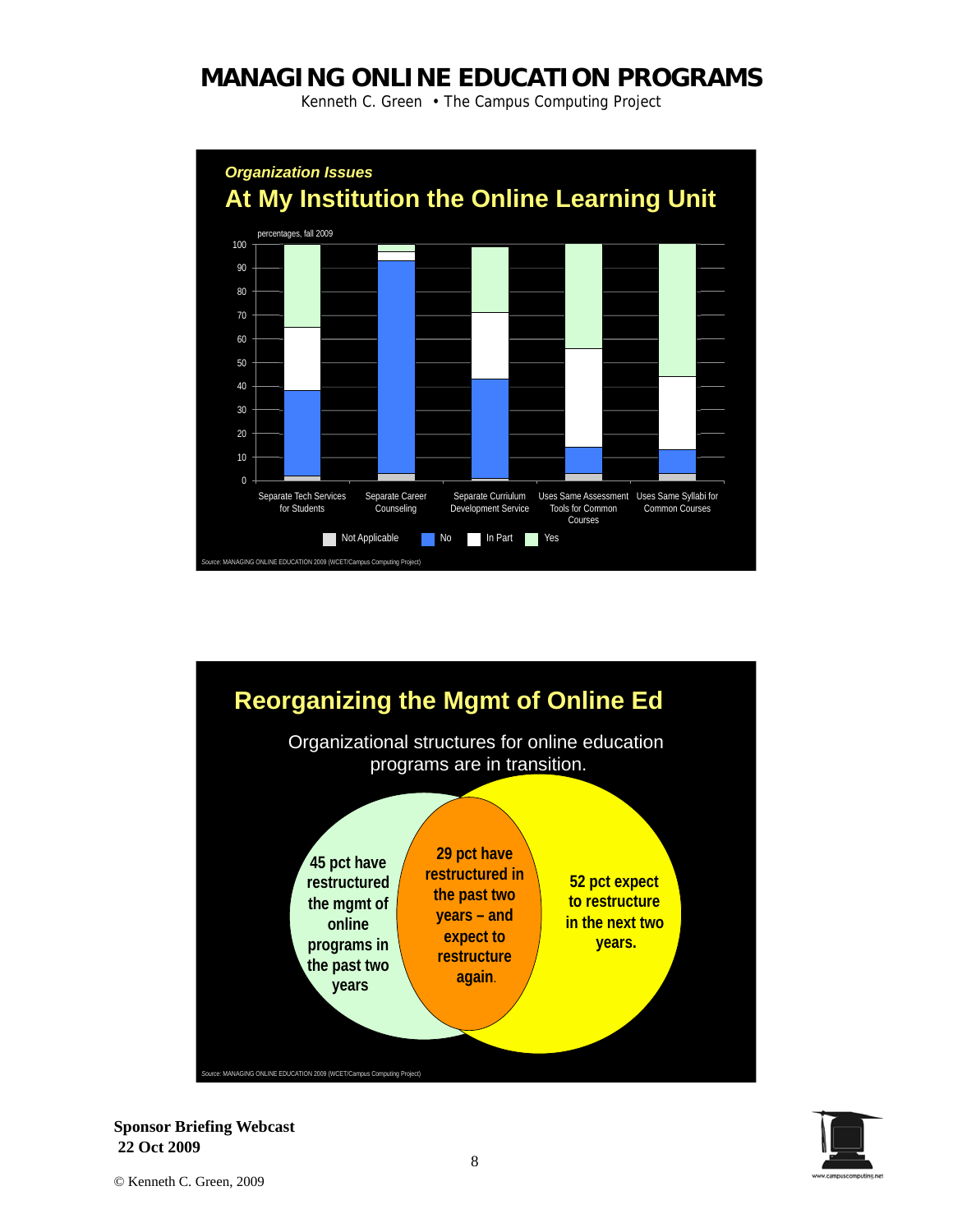## Organization Issues

### At My Institution the Online Learning Unit

percentages, fall 2009

| | Separate Tech Services for Students | Separate Career Counseling | Separate Curriulum Development Service | Uses Same Assessment Tools for Common Courses | Uses Same Syllabi for Common Courses |
|---|---|---|---|---|---|
| Not Applicable | ~2 | ~3 | ~1 | ~3 | ~3 |
| No | ~36 | ~90 | ~42 | ~11 | ~10 |
| In Part | ~27 | ~4 | ~28 | ~42 | ~31 |
| Yes | ~35 | ~3 | ~27 | ~44 | ~56 |

Source: MANAGING ONLINE EDUCATION 2009 (WCET/Campus Computing Project)

## Reorganizing the Mgmt of Online Ed

Organizational structures for online education programs are in transition.

- 45 pct have restructured the mgmt of online programs in the past two years
- 29 pct have restructured in the past two years – and expect to restructure again.
- 52 pct expect to restructure in the next two years.

Source: MANAGING ONLINE EDUCATION 2009 (WCET/Campus Computing Project)

**Sponsor Briefing Webcast**
**22 Oct 2009**

© Kenneth C. Green, 2009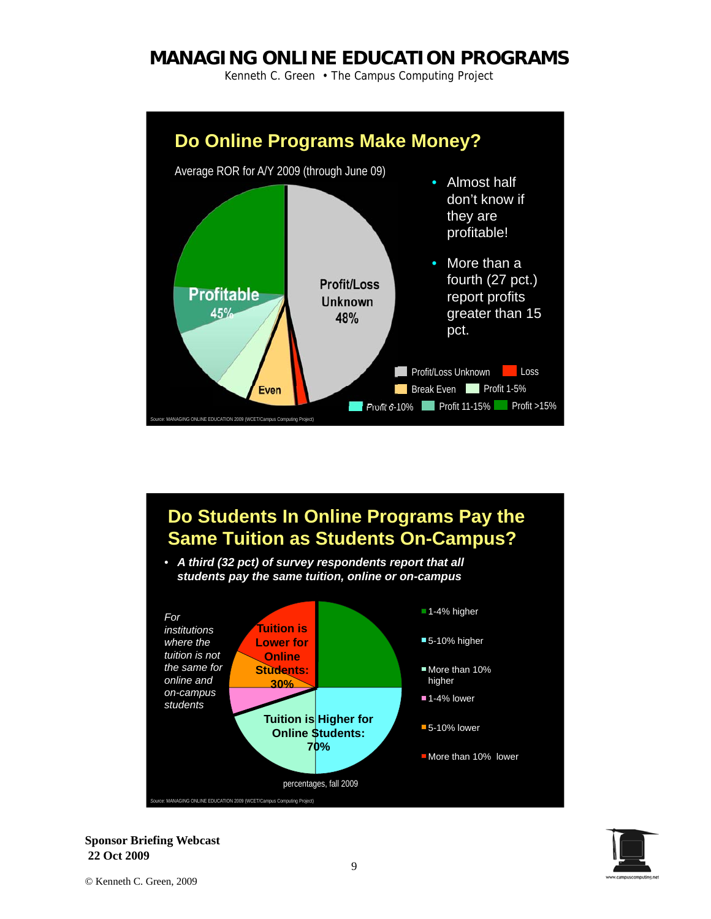## Do Online Programs Make Money?

Average ROR for A/Y 2009 (through June 09)

Profitable 45%

Profit/Loss Unknown 48%

Even

- Almost half don't know if they are profitable!
- More than a fourth (27 pct.) report profits greater than 15 pct.

Profit/Loss Unknown | Loss | Break Even | Profit 1-5% | Profit 6-10% | Profit 11-15% | Profit >15%

Source: MANAGING ONLINE EDUCATION 2009 (WCET/Campus Computing Project)

## Do Students In Online Programs Pay the Same Tuition as Students On-Campus?

- ***A third (32 pct) of survey respondents report that all students pay the same tuition, online or on-campus***

*For institutions where the tuition is not the same for online and on-campus students*

Tuition is Lower for Online Students: 30%

Tuition is Higher for Online Students: 70%

1-4% higher | 5-10% higher | More than 10% higher | 1-4% lower | 5-10% lower | More than 10% lower

percentages, fall 2009

Source: MANAGING ONLINE EDUCATION 2009 (WCET/Campus Computing Project)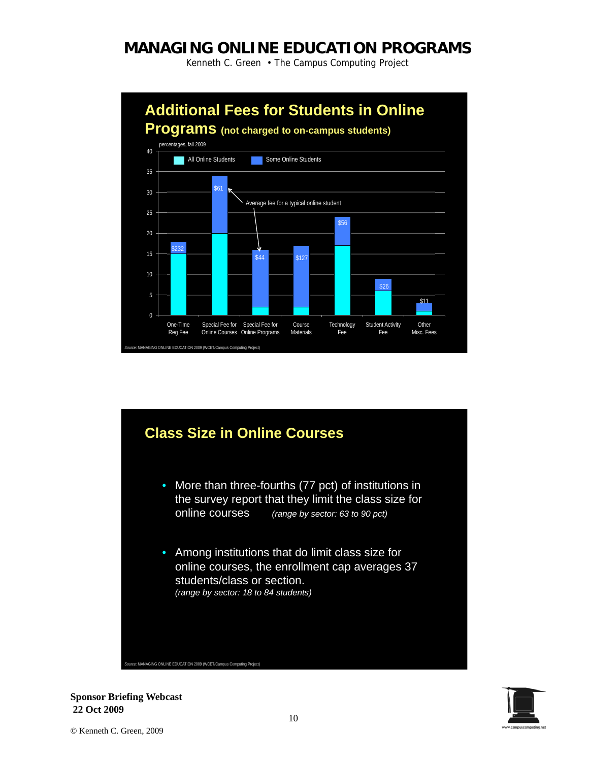## Additional Fees for Students in Online Programs (not charged to on-campus students)

percentages, fall 2009

| Fee | All Online Students | Some Online Students | Average fee for a typical online student |
|---|---|---|---|
| One-Time Reg Fee | 15 | 3 | $232 |
| Special Fee for Online Courses | 20 | 14 | $61 |
| Special Fee for Online Programs | 2 | 14 | $44 |
| Course Materials | 2 | 15 | $127 |
| Technology Fee | 17 | 7 | $56 |
| Student Activity Fee | 6 | 3 | $26 |
| Other Misc. Fees | 1 | 2 | $11 |

Source: MANAGING ONLINE EDUCATION 2009 (WCET/Campus Computing Project)

## Class Size in Online Courses

- More than three-fourths (77 pct) of institutions in the survey report that they limit the class size for online courses *(range by sector: 63 to 90 pct)*
- Among institutions that do limit class size for online courses, the enrollment cap averages 37 students/class or section. *(range by sector: 18 to 84 students)*

Source: MANAGING ONLINE EDUCATION 2009 (WCET/Campus Computing Project)

**Sponsor Briefing Webcast**
**22 Oct 2009**

© Kenneth C. Green, 2009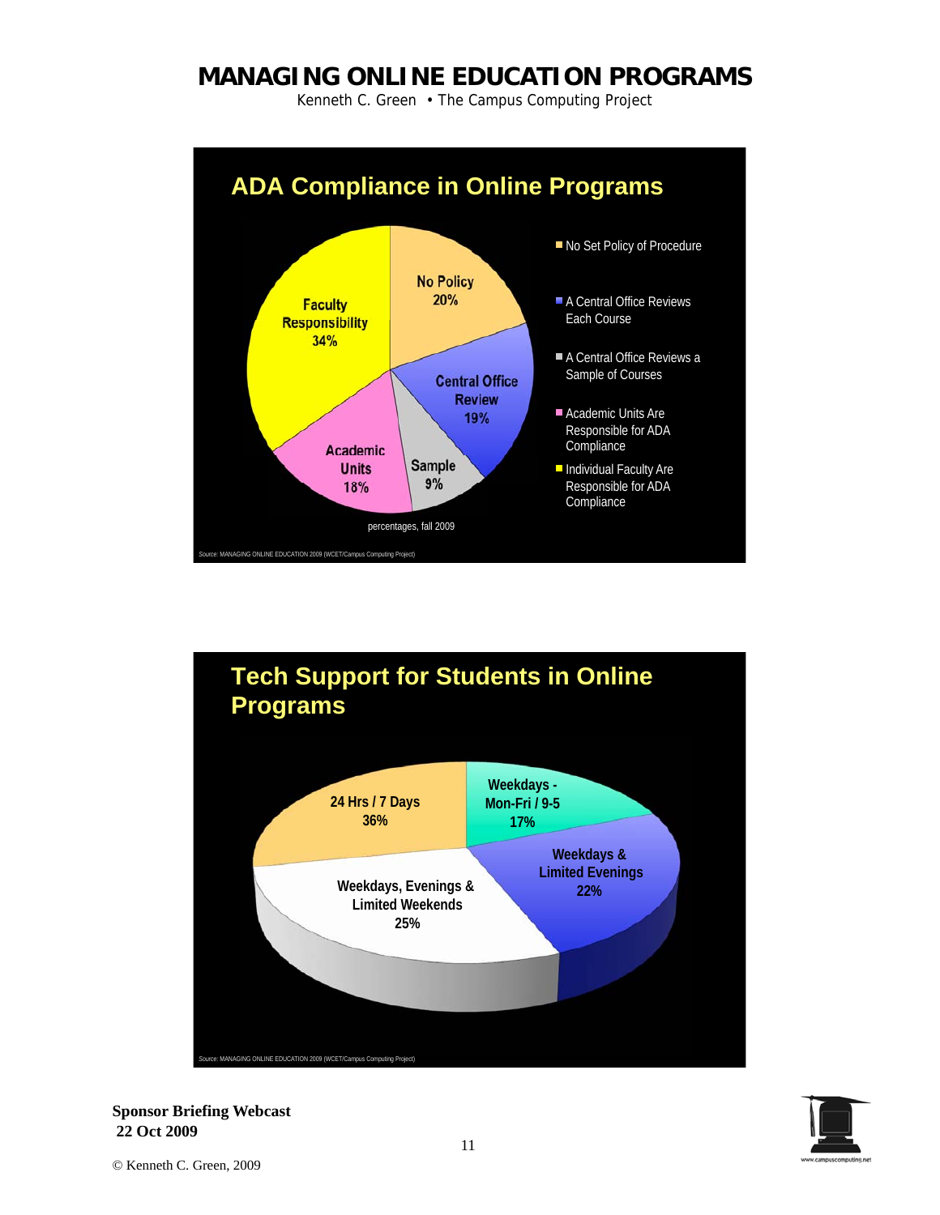## ADA Compliance in Online Programs

- No Set Policy of Procedure
- A Central Office Reviews Each Course
- A Central Office Reviews a Sample of Courses
- Academic Units Are Responsible for ADA Compliance
- Individual Faculty Are Responsible for ADA Compliance

| Category | Percentage |
|---|---|
| No Policy | 20% |
| Central Office Review | 19% |
| Sample | 9% |
| Academic Units | 18% |
| Faculty Responsibility | 34% |

percentages, fall 2009

Source: MANAGING ONLINE EDUCATION 2009 (WCET/Campus Computing Project)

## Tech Support for Students in Online Programs

| Category | Percentage |
|---|---|
| 24 Hrs / 7 Days | 36% |
| Weekdays - Mon-Fri / 9-5 | 17% |
| Weekdays & Limited Evenings | 22% |
| Weekdays, Evenings & Limited Weekends | 25% |

Source: MANAGING ONLINE EDUCATION 2009 (WCET/Campus Computing Project)

**Sponsor Briefing Webcast**
**22 Oct 2009**

© Kenneth C. Green, 2009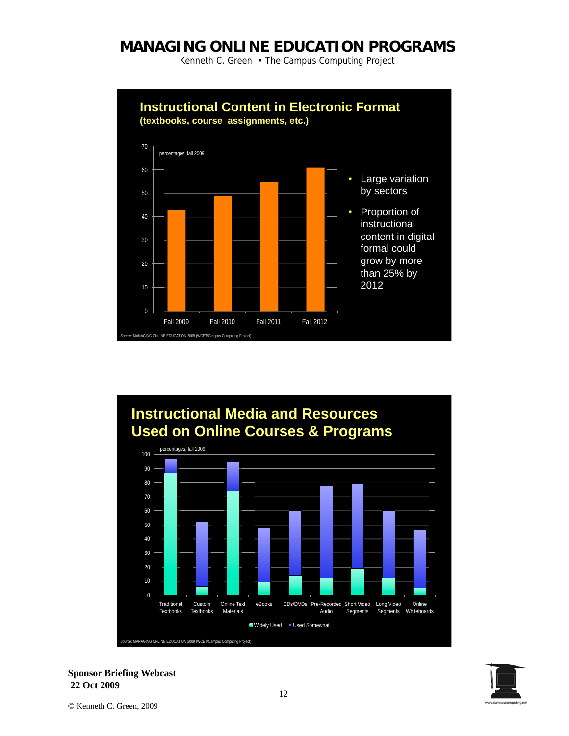## Instructional Content in Electronic Format
### (textbooks, course assignments, etc.)

percentages, fall 2009

| | Fall 2009 | Fall 2010 | Fall 2011 | Fall 2012 |
|---|---|---|---|---|
| Percentage | 43 | 49 | 55 | 61 |

- Large variation by sectors
- Proportion of instructional content in digital formal could grow by more than 25% by 2012

Source: MANAGING ONLINE EDUCATION 2009 (WCET/Campus Computing Project)

## Instructional Media and Resources Used on Online Courses & Programs

percentages, fall 2009

| | Traditional Textbooks | Custom Textbooks | Online Text Materials | eBooks | CDs/DVDs | Pre-Recorded Audio | Short Video Segments | Long Video Segments | Online Whiteboards |
|---|---|---|---|---|---|---|---|---|---|
| Widely Used | 87 | 6 | 74 | 9 | 14 | 12 | 19 | 12 | 5 |
| Used Somewhat | 10 | 46 | 21 | 40 | 46 | 67 | 60 | 48 | 41 |

Source: MANAGING ONLINE EDUCATION 2009 (WCET/Campus Computing Project)

**Sponsor Briefing Webcast**
**22 Oct 2009**

© Kenneth C. Green, 2009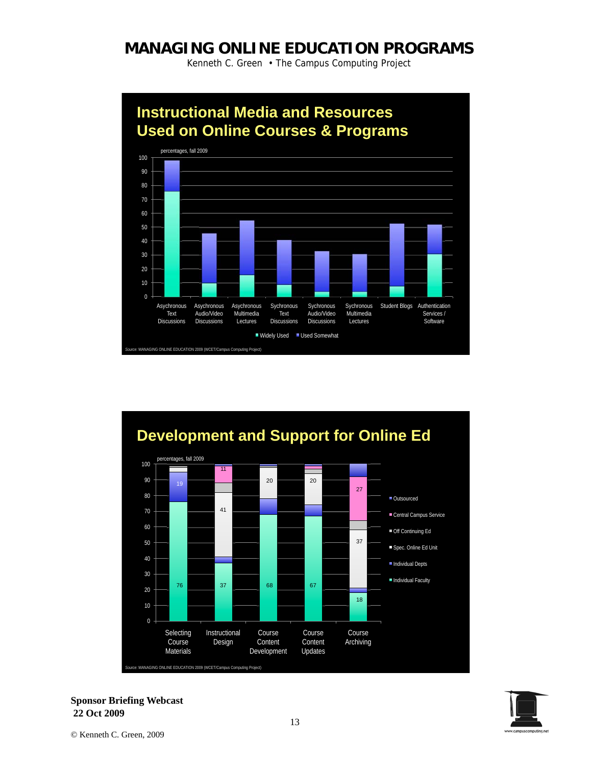# MANAGING ONLINE EDUCATION PROGRAMS

Kenneth C. Green • The Campus Computing Project

## Instructional Media and Resources Used on Online Courses & Programs

percentages, fall 2009

Categories: Asychronous Text Discussions; Asychronous Audio/Video Discussions; Asychronous Multimedia Lectures; Sychronous Text Discussions; Sychronous Audio/Video Discussions; Sychronous Multimedia Lectures; Student Blogs; Authentication Services / Software

Legend: Widely Used; Used Somewhat

Source: MANAGING ONLINE EDUCATION 2009 (WCET/Campus Computing Project)

## Development and Support for Online Ed

percentages, fall 2009

| | Selecting Course Materials | Instructional Design | Course Content Development | Course Content Updates | Course Archiving |
|---|---|---|---|---|---|
| Individual Faculty | 76 | 37 | 68 | 67 | 18 |
| Individual Depts | 19 | | | | |
| Spec. Online Ed Unit | | 41 | 20 | 20 | 37 |
| Central Campus Service | | 11 | | | 27 |

Legend: Outsourced; Central Campus Service; Off Continuing Ed; Spec. Online Ed Unit; Individual Depts; Individual Faculty

Source: MANAGING ONLINE EDUCATION 2009 (WCET/Campus Computing Project)

**Sponsor Briefing Webcast**
**22 Oct 2009**

© Kenneth C. Green, 2009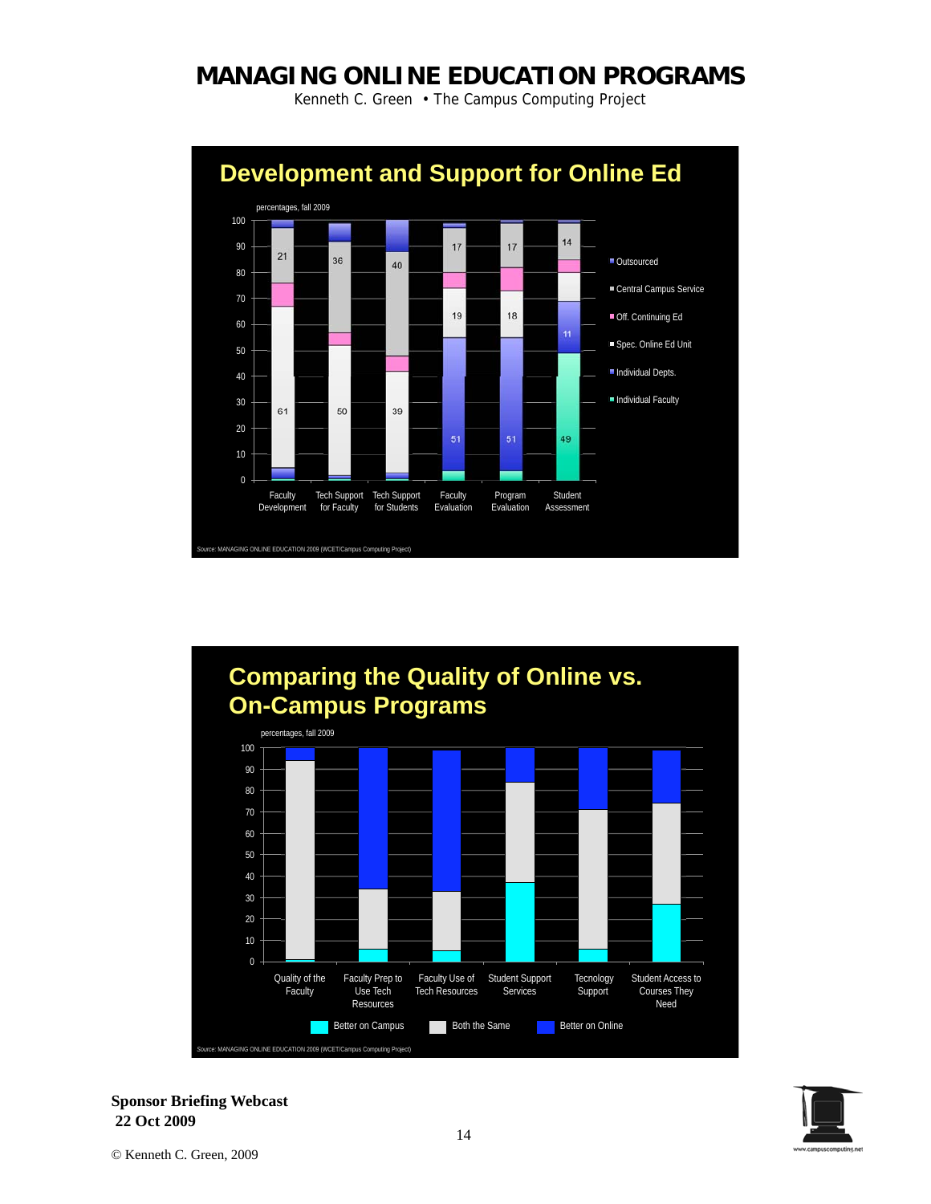# MANAGING ONLINE EDUCATION PROGRAMS

Kenneth C. Green • The Campus Computing Project

## Development and Support for Online Ed

percentages, fall 2009

| | Faculty Development | Tech Support for Faculty | Tech Support for Students | Faculty Evaluation | Program Evaluation | Student Assessment |
|---|---|---|---|---|---|---|
| Central Campus Service | 21 | 36 | 40 | 17 | 17 | 14 |
| Spec. Online Ed Unit | 61 | 50 | 39 | 19 | 18 | |
| Individual Depts. | | | | 51 | 51 | 11 |
| Individual Faculty | | | | | | 49 |

Legend: Outsourced; Central Campus Service; Off. Continuing Ed; Spec. Online Ed Unit; Individual Depts.; Individual Faculty

Source: MANAGING ONLINE EDUCATION 2009 (WCET/Campus Computing Project)

## Comparing the Quality of Online vs. On-Campus Programs

percentages, fall 2009

Categories: Quality of the Faculty; Faculty Prep to Use Tech Resources; Faculty Use of Tech Resources; Student Support Services; Tecnology Support; Student Access to Courses They Need

Legend: Better on Campus; Both the Same; Better on Online

Source: MANAGING ONLINE EDUCATION 2009 (WCET/Campus Computing Project)

**Sponsor Briefing Webcast**
**22 Oct 2009**

© Kenneth C. Green, 2009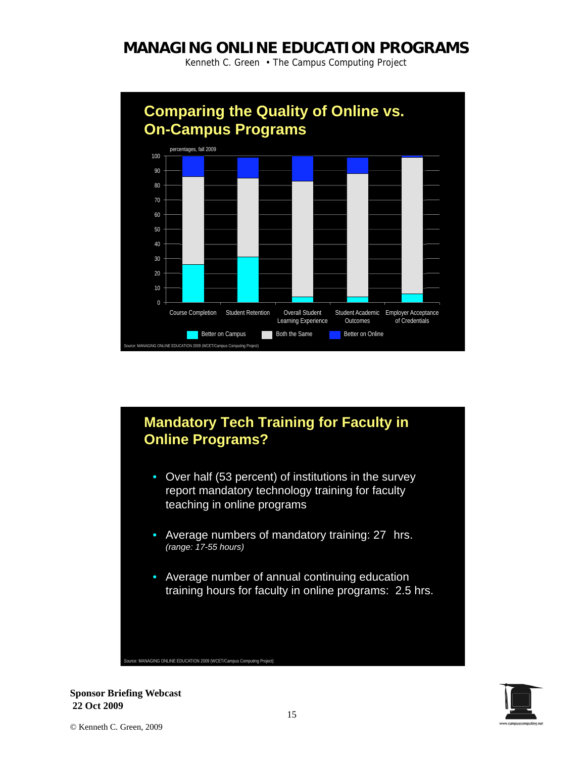# MANAGING ONLINE EDUCATION PROGRAMS

Kenneth C. Green • The Campus Computing Project

## Comparing the Quality of Online vs. On-Campus Programs

percentages, fall 2009

Categories: Course Completion, Student Retention, Overall Student Learning Experience, Student Academic Outcomes, Employer Acceptance of Credentials

Legend: Better on Campus, Both the Same, Better on Online

*Source:* MANAGING ONLINE EDUCATION 2009 (WCET/Campus Computing Project)

## Mandatory Tech Training for Faculty in Online Programs?

- Over half (53 percent) of institutions in the survey report mandatory technology training for faculty teaching in online programs
- Average numbers of mandatory training: 27 hrs. *(range: 17-55 hours)*
- Average number of annual continuing education training hours for faculty in online programs: 2.5 hrs.

*Source:* MANAGING ONLINE EDUCATION 2009 (WCET/Campus Computing Project)

**Sponsor Briefing Webcast**
**22 Oct 2009**

© Kenneth C. Green, 2009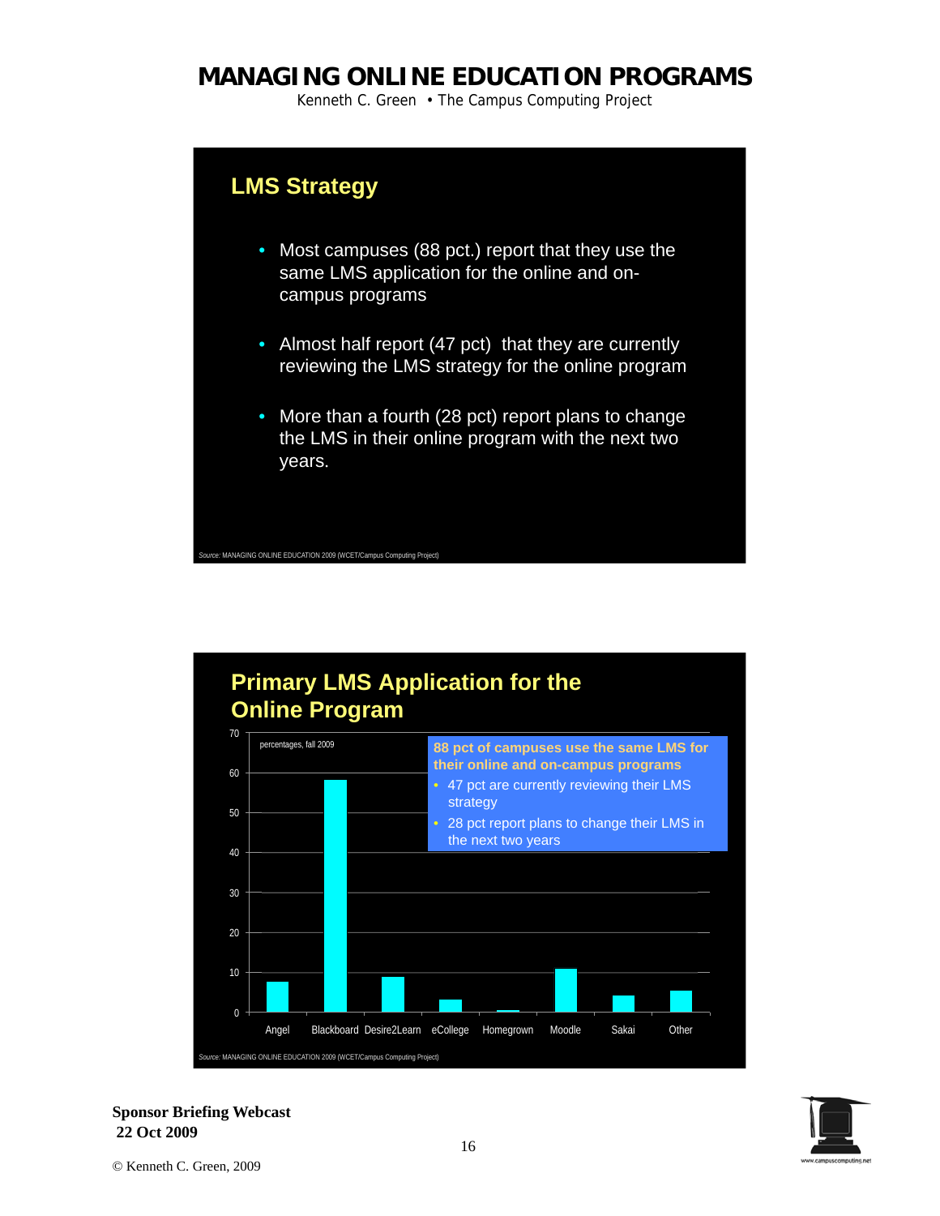## LMS Strategy

- Most campuses (88 pct.) report that they use the same LMS application for the online and on-campus programs
- Almost half report (47 pct) that they are currently reviewing the LMS strategy for the online program
- More than a fourth (28 pct) report plans to change the LMS in their online program with the next two years.

*Source:* MANAGING ONLINE EDUCATION 2009 (WCET/Campus Computing Project)

## Primary LMS Application for the Online Program

percentages, fall 2009

**88 pct of campuses use the same LMS for their online and on-campus programs**

- 47 pct are currently reviewing their LMS strategy
- 28 pct report plans to change their LMS in the next two years

| LMS | Percentage (approx.) |
|---|---|
| Angel | 7.6 |
| Blackboard | 58.3 |
| Desire2Learn | 8.8 |
| eCollege | 3.1 |
| Homegrown | 0.5 |
| Moodle | 10.8 |
| Sakai | 4.2 |
| Other | 5.4 |

*Source:* MANAGING ONLINE EDUCATION 2009 (WCET/Campus Computing Project)

**Sponsor Briefing Webcast**
**22 Oct 2009**

© Kenneth C. Green, 2009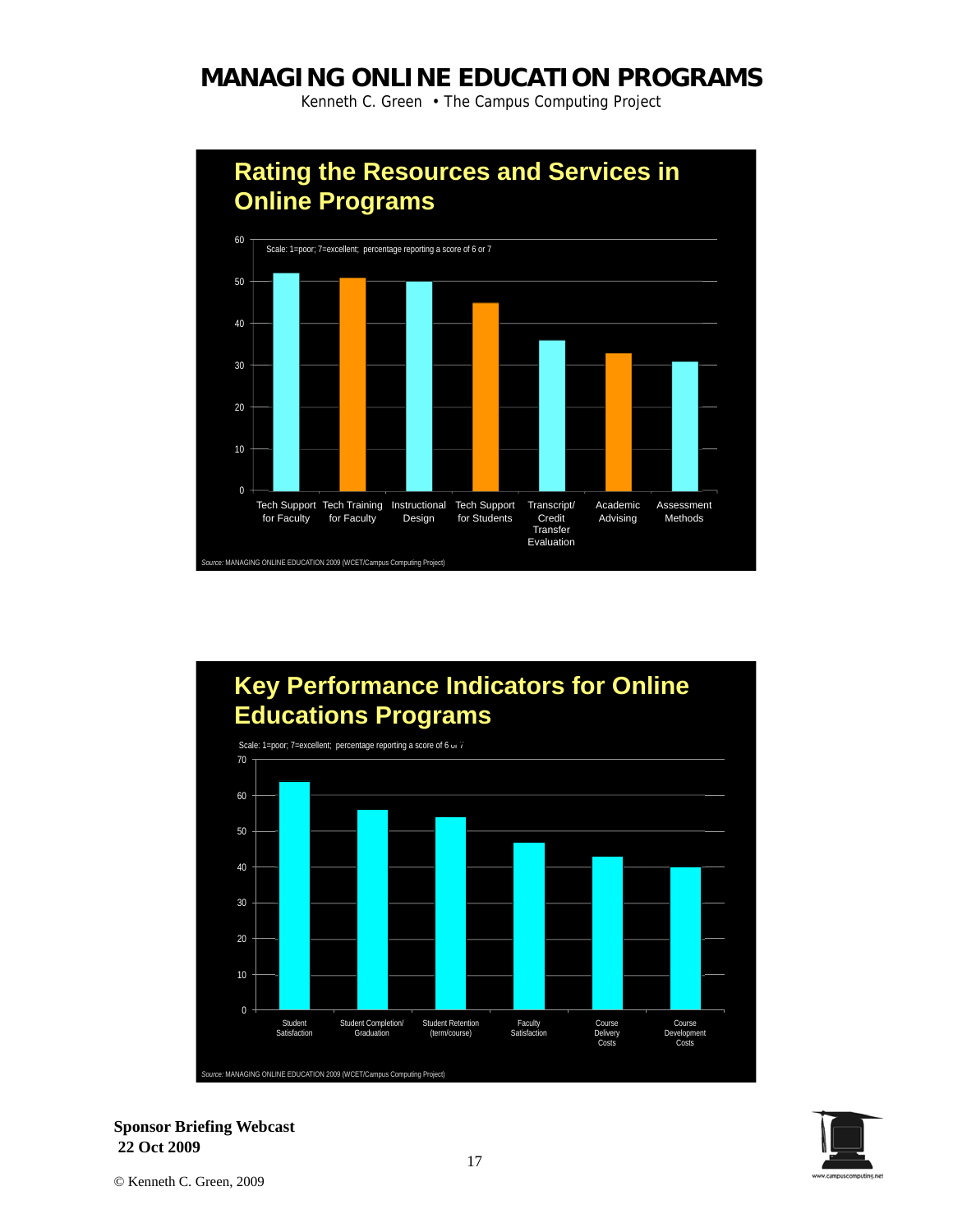# MANAGING ONLINE EDUCATION PROGRAMS

Kenneth C. Green • The Campus Computing Project

## Rating the Resources and Services in Online Programs

Scale: 1=poor; 7=excellent; percentage reporting a score of 6 or 7

| Resource/Service | Percentage |
|---|---|
| Tech Support for Faculty | 52 |
| Tech Training for Faculty | 51 |
| Instructional Design | 50 |
| Tech Support for Students | 45 |
| Transcript/ Credit Transfer Evaluation | 36 |
| Academic Advising | 33 |
| Assessment Methods | 31 |

*Source:* MANAGING ONLINE EDUCATION 2009 (WCET/Campus Computing Project)

## Key Performance Indicators for Online Educations Programs

Scale: 1=poor; 7=excellent; percentage reporting a score of 6 or 7

| Indicator | Percentage |
|---|---|
| Student Satisfaction | 64 |
| Student Completion/ Graduation | 56 |
| Student Retention (term/course) | 54 |
| Faculty Satisfaction | 47 |
| Course Delivery Costs | 43 |
| Course Development Costs | 40 |

*Source:* MANAGING ONLINE EDUCATION 2009 (WCET/Campus Computing Project)

**Sponsor Briefing Webcast**
**22 Oct 2009**

© Kenneth C. Green, 2009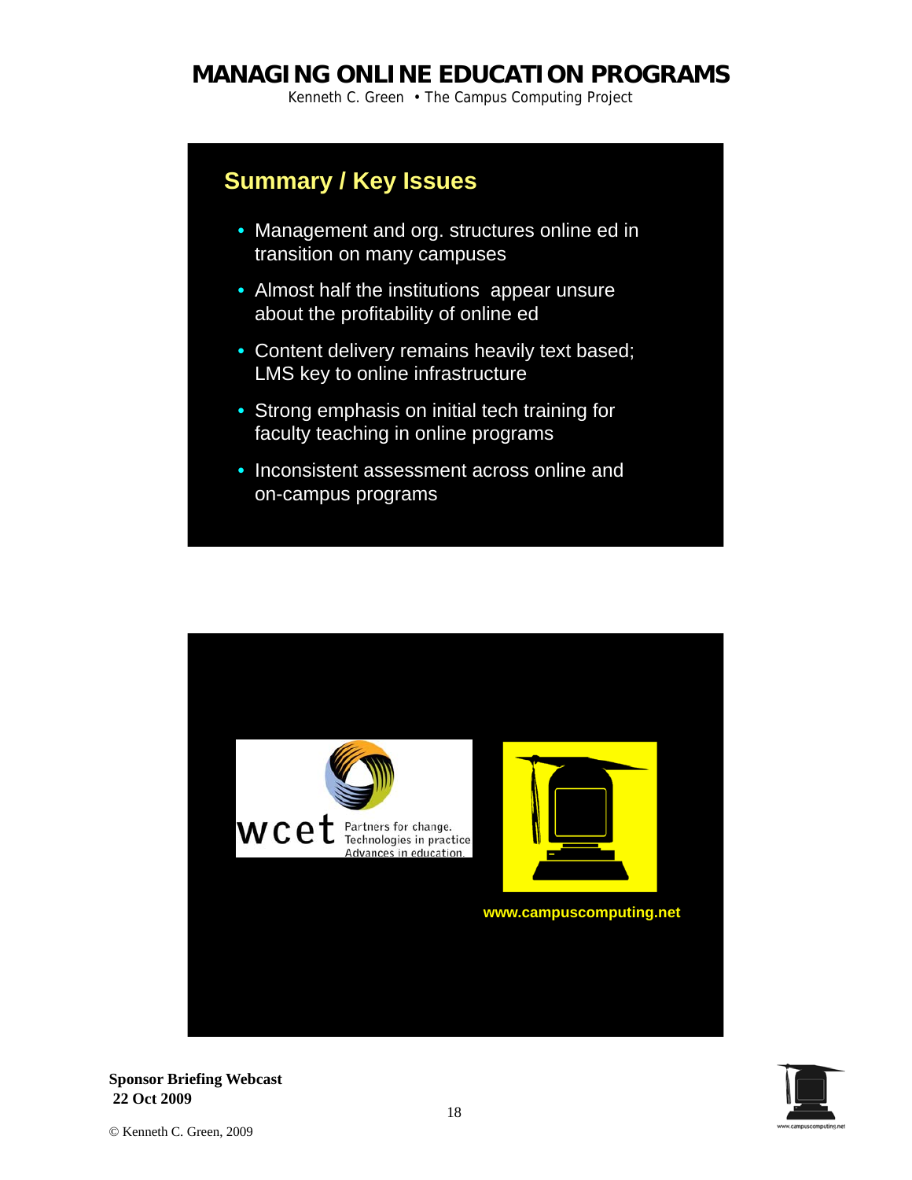## Summary / Key Issues

- Management and org. structures online ed in transition on many campuses
- Almost half the institutions appear unsure about the profitability of online ed
- Content delivery remains heavily text based; LMS key to online infrastructure
- Strong emphasis on initial tech training for faculty teaching in online programs
- Inconsistent assessment across online and on-campus programs

wcet Partners for change. Technologies in practice. Advances in education.

www.campuscomputing.net